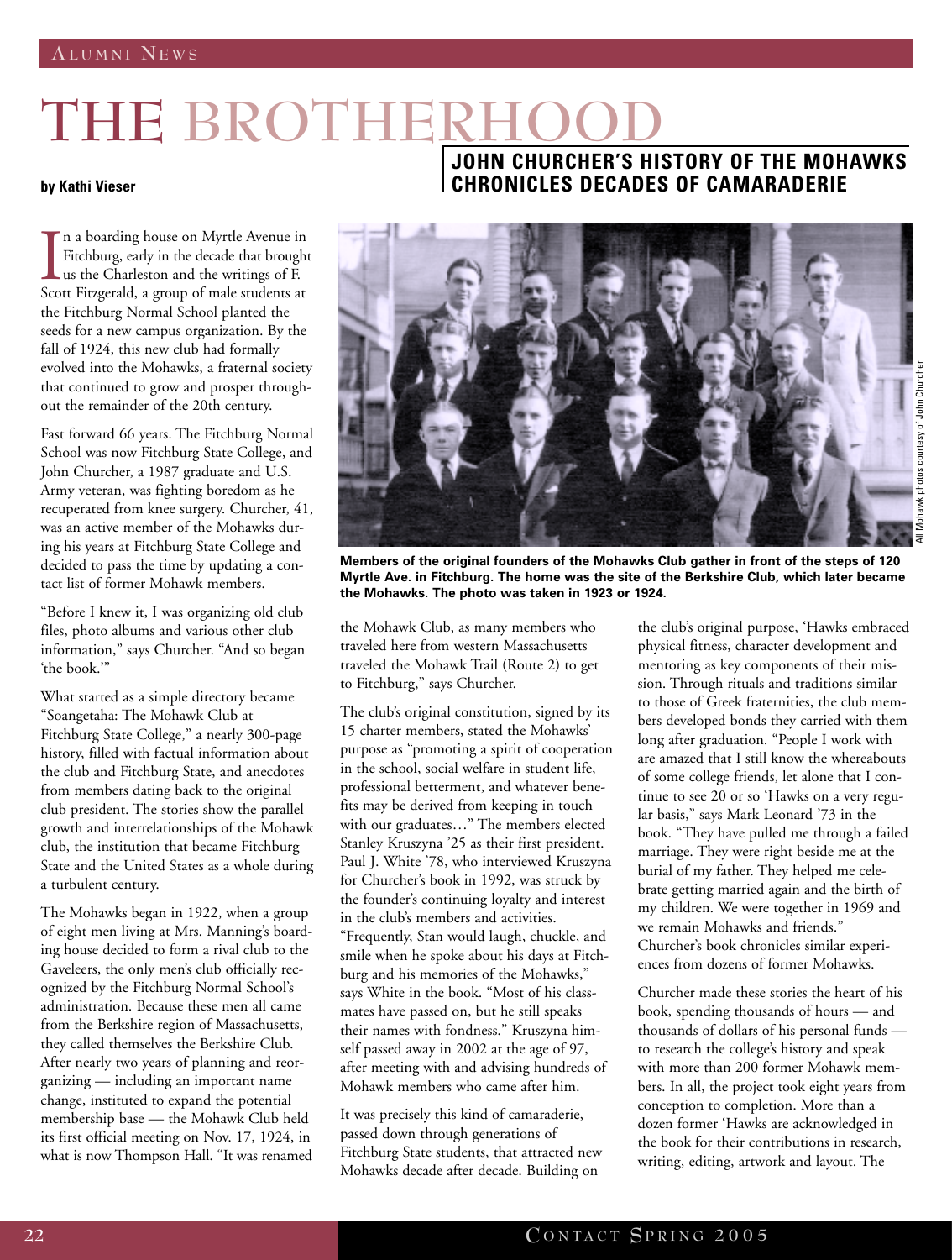# THE BROTHERHOOD

## JOHN CHURCHER'S HISTORY OF THE MOHAWKS CHRONICLES DECADES OF CAMARADERIE

**by Kathi Vieser**

In a boarding house on Myrtle Avenue in Fitchburg, early in the decade that brought us the Charleston and the writings of F. Scott Fitzgerald, a group of male students at the Fitchburg Normal School planted the seeds for a new campus organization. By the fall of 1924, this new club had formally evolved into the Mohawks, a fraternal society that continued to grow and prosper throughout the remainder of the 20th century.

Fast forward 66 years. The Fitchburg Normal School was now Fitchburg State College, and John Churcher, a 1987 graduate and U.S. Army veteran, was fighting boredom as he recuperated from knee surgery. Churcher, 41, was an active member of the Mohawks during his years at Fitchburg State College and decided to pass the time by updating a contact list of former Mohawk members.

"Before I knew it, I was organizing old club files, photo albums and various other club information," says Churcher. "And so began 'the book.'"

What started as a simple directory became "Soangetaha: The Mohawk Club at Fitchburg State College," a nearly 300-page history, filled with factual information about the club and Fitchburg State, and anecdotes from members dating back to the original club president. The stories show the parallel growth and interrelationships of the Mohawk club, the institution that became Fitchburg State and the United States as a whole during a turbulent century.

The Mohawks began in 1922, when a group of eight men living at Mrs. Manning's boarding house decided to form a rival club to the Gaveleers, the only men's club officially recognized by the Fitchburg Normal School's administration. Because these men all came from the Berkshire region of Massachusetts, they called themselves the Berkshire Club. After nearly two years of planning and reorganizing — including an important name change, instituted to expand the potential membership base — the Mohawk Club held its first official meeting on Nov. 17, 1924, in what is now Thompson Hall. "It was renamed the Mohawk Club, as many members who traveled here from western Massachusetts traveled the Mohawk Trail (Route 2) to get to Fitchburg," says Churcher.

All Mohawk photos courtesy of John Churcher

**Members of the original founders of the Mohawks Club gather in front of the steps of 120 Myrtle Ave. in Fitchburg. The home was the site of the Berkshire Club, which later became the Mohawks. The photo was taken in 1923 or 1924.**

The club's original constitution, signed by its 15 charter members, stated the Mohawks' purpose as "promoting a spirit of cooperation in the school, social welfare in student life, professional betterment, and whatever benefits may be derived from keeping in touch with our graduates…" The members elected Stanley Kruszyna '25 as their first president. Paul J. White '78, who interviewed Kruszyna for Churcher's book in 1992, was struck by the founder's continuing loyalty and interest in the club's members and activities. "Frequently, Stan would laugh, chuckle, and smile when he spoke about his days at Fitchburg and his memories of the Mohawks," says White in the book. "Most of his classmates have passed on, but he still speaks their names with fondness." Kruszyna himself passed away in 2002 at the age of 97, after meeting with and advising hundreds of Mohawk members who came after him.

It was precisely this kind of camaraderie, passed down through generations of Fitchburg State students, that attracted new Mohawks decade after decade. Building on the club's original purpose, 'Hawks embraced physical fitness, character development and mentoring as key components of their mission. Through rituals and traditions similar to those of Greek fraternities, the club members developed bonds they carried with them long after graduation. "People I work with are amazed that I still know the whereabouts of some college friends, let alone that I continue to see 20 or so 'Hawks on a very regular basis," says Mark Leonard '73 in the book. "They have pulled me through a failed marriage. They were right beside me at the burial of my father. They helped me celebrate getting married again and the birth of my children. We were together in 1969 and we remain Mohawks and friends." Churcher's book chronicles similar experiences from dozens of former Mohawks.

Churcher made these stories the heart of his book, spending thousands of hours — and thousands of dollars of his personal funds — to research the college's history and speak with more than 200 former Mohawk members. In all, the project took eight years from conception to completion. More than a dozen former 'Hawks are acknowledged in the book for their contributions in research, writing, editing, artwork and layout. The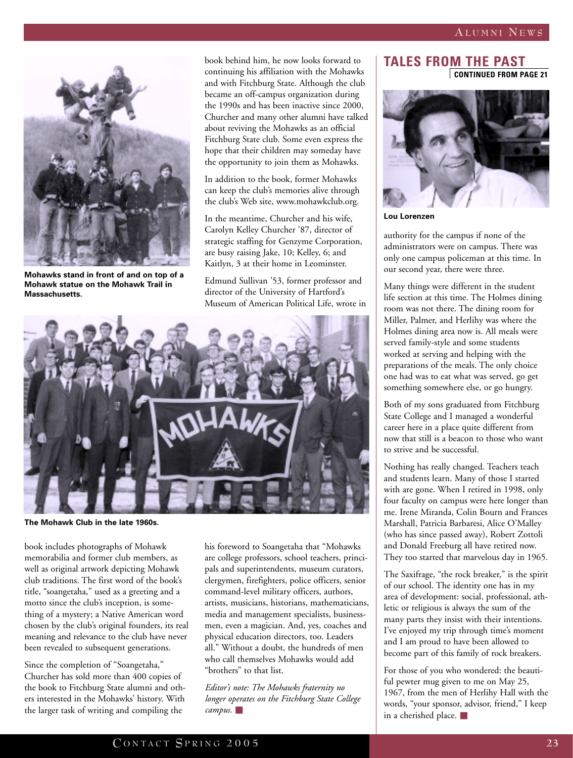Mohawks stand in front of and on top of a Mohawk statue on the Mohawk Trail in Massachusetts.

book behind him, he now looks forward to continuing his affiliation with the Mohawks and with Fitchburg State. Although the club became an off-campus organization during the 1990s and has been inactive since 2000, Churcher and many other alumni have talked about reviving the Mohawks as an official Fitchburg State club. Some even express the hope that their children may someday have the opportunity to join them as Mohawks.

In addition to the book, former Mohawks can keep the club's memories alive through the club's Web site, www.mohawkclub.org.

In the meantime, Churcher and his wife, Carolyn Kelley Churcher '87, director of strategic staffing for Genzyme Corporation, are busy raising Jake, 10; Kelley, 6; and Kaitlyn, 3 at their home in Leominster.

Edmund Sullivan '53, former professor and director of the University of Hartford's Museum of American Political Life, wrote in his foreword to Soangetaha that "Mohawks are college professors, school teachers, principals and superintendents, museum curators, clergymen, firefighters, police officers, senior command-level military officers, authors, artists, musicians, historians, mathematicians, media and management specialists, businessmen, even a magician. And, yes, coaches and physical education directors, too. Leaders all." Without a doubt, the hundreds of men who call themselves Mohawks would add "brothers" to that list.

*Editor's note: The Mohawks fraternity no longer operates on the Fitchburg State College campus.*

The Mohawk Club in the late 1960s.

book includes photographs of Mohawk memorabilia and former club members, as well as original artwork depicting Mohawk club traditions. The first word of the book's title, "soangetaha," used as a greeting and a motto since the club's inception, is something of a mystery; a Native American word chosen by the club's original founders, its real meaning and relevance to the club have never been revealed to subsequent generations.

Since the completion of "Soangetaha," Churcher has sold more than 400 copies of the book to Fitchburg State alumni and others interested in the Mohawks' history. With the larger task of writing and compiling the

## TALES FROM THE PAST

**CONTINUED FROM PAGE 21**

**Lou Lorenzen**

authority for the campus if none of the administrators were on campus. There was only one campus policeman at this time. In our second year, there were three.

Many things were different in the student life section at this time. The Holmes dining room was not there. The dining room for Miller, Palmer, and Herlihy was where the Holmes dining area now is. All meals were served family-style and some students worked at serving and helping with the preparations of the meals. The only choice one had was to eat what was served, go get something somewhere else, or go hungry.

Both of my sons graduated from Fitchburg State College and I managed a wonderful career here in a place quite different from now that still is a beacon to those who want to strive and be successful.

Nothing has really changed. Teachers teach and students learn. Many of those I started with are gone. When I retired in 1998, only four faculty on campus were here longer than me. Irene Miranda, Colin Bourn and Frances Marshall, Patricia Barbaresi, Alice O'Malley (who has since passed away), Robert Zottoli and Donald Freeburg all have retired now. They too started that marvelous day in 1965.

The Saxifrage, "the rock breaker," is the spirit of our school. The identity one has in my area of development: social, professional, athletic or religious is always the sum of the many parts they insist with their intentions. I've enjoyed my trip through time's moment and I am proud to have been allowed to become part of this family of rock breakers.

For those of you who wondered: the beautiful pewter mug given to me on May 25, 1967, from the men of Herlihy Hall with the words, "your sponsor, advisor, friend," I keep in a cherished place.